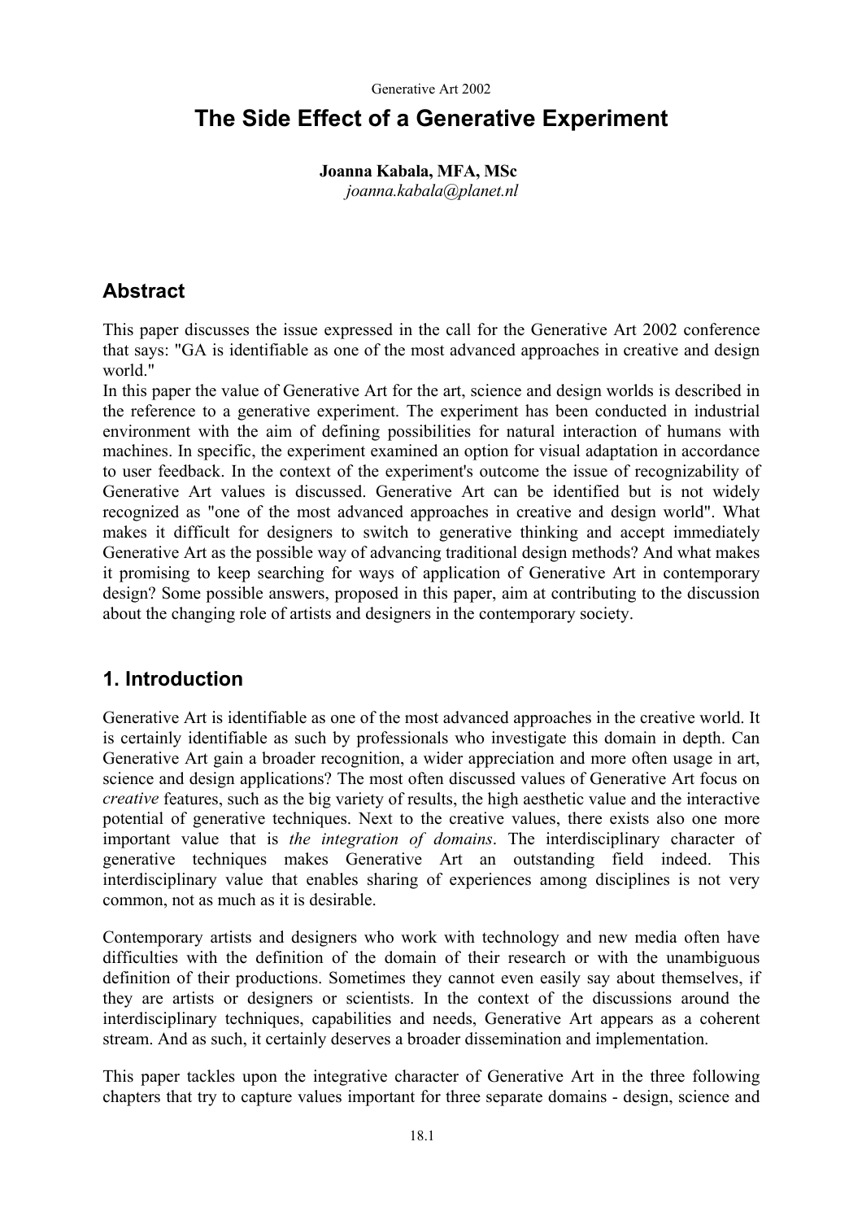Generative Art 2002

# The Side Effect of a Generative Experiment

**Joanna Kabala, MFA, MSc**
*joanna.kabala@planet.nl*

## Abstract

This paper discusses the issue expressed in the call for the Generative Art 2002 conference that says: "GA is identifiable as one of the most advanced approaches in creative and design world."
In this paper the value of Generative Art for the art, science and design worlds is described in the reference to a generative experiment. The experiment has been conducted in industrial environment with the aim of defining possibilities for natural interaction of humans with machines. In specific, the experiment examined an option for visual adaptation in accordance to user feedback. In the context of the experiment's outcome the issue of recognizability of Generative Art values is discussed. Generative Art can be identified but is not widely recognized as "one of the most advanced approaches in creative and design world". What makes it difficult for designers to switch to generative thinking and accept immediately Generative Art as the possible way of advancing traditional design methods? And what makes it promising to keep searching for ways of application of Generative Art in contemporary design? Some possible answers, proposed in this paper, aim at contributing to the discussion about the changing role of artists and designers in the contemporary society.

## 1. Introduction

Generative Art is identifiable as one of the most advanced approaches in the creative world. It is certainly identifiable as such by professionals who investigate this domain in depth. Can Generative Art gain a broader recognition, a wider appreciation and more often usage in art, science and design applications? The most often discussed values of Generative Art focus on *creative* features, such as the big variety of results, the high aesthetic value and the interactive potential of generative techniques. Next to the creative values, there exists also one more important value that is *the integration of domains*. The interdisciplinary character of generative techniques makes Generative Art an outstanding field indeed. This interdisciplinary value that enables sharing of experiences among disciplines is not very common, not as much as it is desirable.

Contemporary artists and designers who work with technology and new media often have difficulties with the definition of the domain of their research or with the unambiguous definition of their productions. Sometimes they cannot even easily say about themselves, if they are artists or designers or scientists. In the context of the discussions around the interdisciplinary techniques, capabilities and needs, Generative Art appears as a coherent stream. And as such, it certainly deserves a broader dissemination and implementation.

This paper tackles upon the integrative character of Generative Art in the three following chapters that try to capture values important for three separate domains - design, science and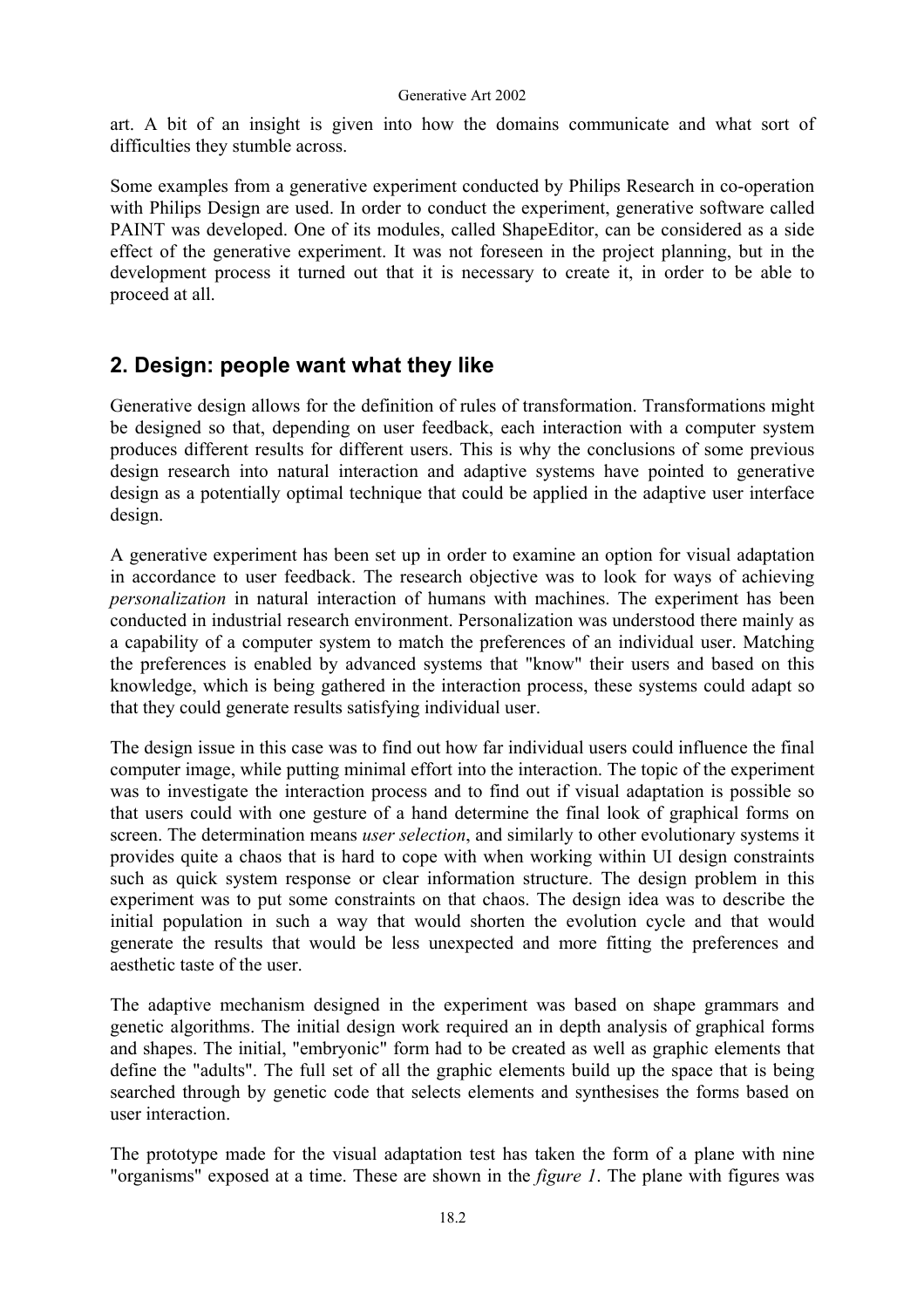art. A bit of an insight is given into how the domains communicate and what sort of difficulties they stumble across.

Some examples from a generative experiment conducted by Philips Research in co-operation with Philips Design are used. In order to conduct the experiment, generative software called PAINT was developed. One of its modules, called ShapeEditor, can be considered as a side effect of the generative experiment. It was not foreseen in the project planning, but in the development process it turned out that it is necessary to create it, in order to be able to proceed at all.

## 2. Design: people want what they like

Generative design allows for the definition of rules of transformation. Transformations might be designed so that, depending on user feedback, each interaction with a computer system produces different results for different users. This is why the conclusions of some previous design research into natural interaction and adaptive systems have pointed to generative design as a potentially optimal technique that could be applied in the adaptive user interface design.

A generative experiment has been set up in order to examine an option for visual adaptation in accordance to user feedback. The research objective was to look for ways of achieving *personalization* in natural interaction of humans with machines. The experiment has been conducted in industrial research environment. Personalization was understood there mainly as a capability of a computer system to match the preferences of an individual user. Matching the preferences is enabled by advanced systems that "know" their users and based on this knowledge, which is being gathered in the interaction process, these systems could adapt so that they could generate results satisfying individual user.

The design issue in this case was to find out how far individual users could influence the final computer image, while putting minimal effort into the interaction. The topic of the experiment was to investigate the interaction process and to find out if visual adaptation is possible so that users could with one gesture of a hand determine the final look of graphical forms on screen. The determination means *user selection*, and similarly to other evolutionary systems it provides quite a chaos that is hard to cope with when working within UI design constraints such as quick system response or clear information structure. The design problem in this experiment was to put some constraints on that chaos. The design idea was to describe the initial population in such a way that would shorten the evolution cycle and that would generate the results that would be less unexpected and more fitting the preferences and aesthetic taste of the user.

The adaptive mechanism designed in the experiment was based on shape grammars and genetic algorithms. The initial design work required an in depth analysis of graphical forms and shapes. The initial, "embryonic" form had to be created as well as graphic elements that define the "adults". The full set of all the graphic elements build up the space that is being searched through by genetic code that selects elements and synthesises the forms based on user interaction.

The prototype made for the visual adaptation test has taken the form of a plane with nine "organisms" exposed at a time. These are shown in the *figure 1*. The plane with figures was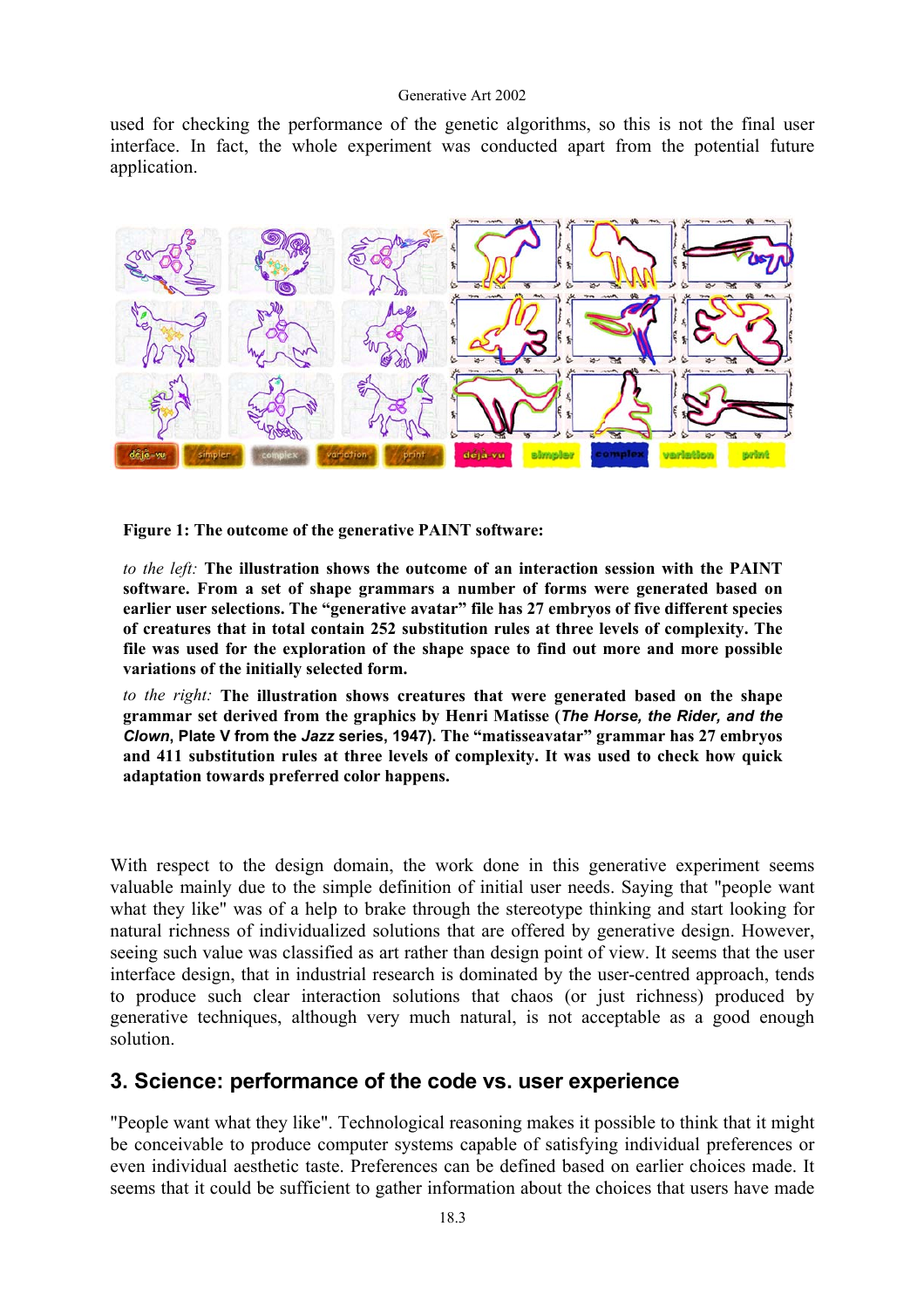used for checking the performance of the genetic algorithms, so this is not the final user interface. In fact, the whole experiment was conducted apart from the potential future application.

**Figure 1: The outcome of the generative PAINT software:**

*to the left:* **The illustration shows the outcome of an interaction session with the PAINT software. From a set of shape grammars a number of forms were generated based on earlier user selections. The "generative avatar" file has 27 embryos of five different species of creatures that in total contain 252 substitution rules at three levels of complexity. The file was used for the exploration of the shape space to find out more and more possible variations of the initially selected form.**

*to the right:* **The illustration shows creatures that were generated based on the shape grammar set derived from the graphics by Henri Matisse (*The Horse, the Rider, and the Clown*, Plate V from the *Jazz* series, 1947). The "matisseavatar" grammar has 27 embryos and 411 substitution rules at three levels of complexity. It was used to check how quick adaptation towards preferred color happens.**

With respect to the design domain, the work done in this generative experiment seems valuable mainly due to the simple definition of initial user needs. Saying that "people want what they like" was of a help to brake through the stereotype thinking and start looking for natural richness of individualized solutions that are offered by generative design. However, seeing such value was classified as art rather than design point of view. It seems that the user interface design, that in industrial research is dominated by the user-centred approach, tends to produce such clear interaction solutions that chaos (or just richness) produced by generative techniques, although very much natural, is not acceptable as a good enough solution.

## 3. Science: performance of the code vs. user experience

"People want what they like". Technological reasoning makes it possible to think that it might be conceivable to produce computer systems capable of satisfying individual preferences or even individual aesthetic taste. Preferences can be defined based on earlier choices made. It seems that it could be sufficient to gather information about the choices that users have made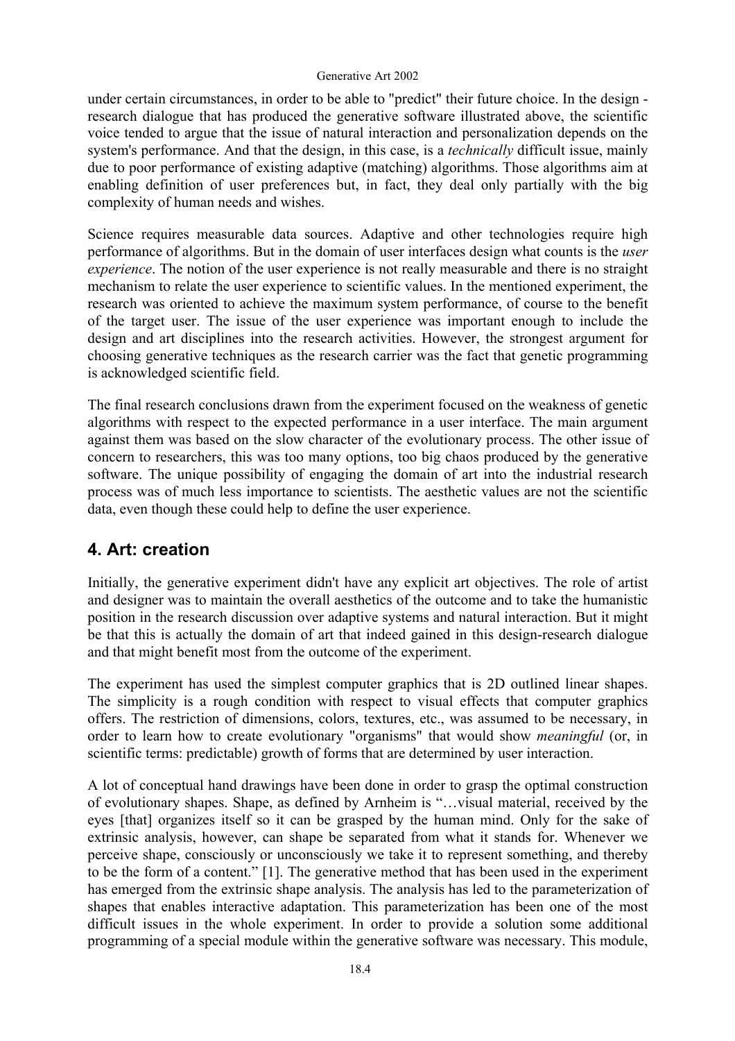under certain circumstances, in order to be able to "predict" their future choice. In the design - research dialogue that has produced the generative software illustrated above, the scientific voice tended to argue that the issue of natural interaction and personalization depends on the system's performance. And that the design, in this case, is a *technically* difficult issue, mainly due to poor performance of existing adaptive (matching) algorithms. Those algorithms aim at enabling definition of user preferences but, in fact, they deal only partially with the big complexity of human needs and wishes.

Science requires measurable data sources. Adaptive and other technologies require high performance of algorithms. But in the domain of user interfaces design what counts is the *user experience*. The notion of the user experience is not really measurable and there is no straight mechanism to relate the user experience to scientific values. In the mentioned experiment, the research was oriented to achieve the maximum system performance, of course to the benefit of the target user. The issue of the user experience was important enough to include the design and art disciplines into the research activities. However, the strongest argument for choosing generative techniques as the research carrier was the fact that genetic programming is acknowledged scientific field.

The final research conclusions drawn from the experiment focused on the weakness of genetic algorithms with respect to the expected performance in a user interface. The main argument against them was based on the slow character of the evolutionary process. The other issue of concern to researchers, this was too many options, too big chaos produced by the generative software. The unique possibility of engaging the domain of art into the industrial research process was of much less importance to scientists. The aesthetic values are not the scientific data, even though these could help to define the user experience.

## 4. Art: creation

Initially, the generative experiment didn't have any explicit art objectives. The role of artist and designer was to maintain the overall aesthetics of the outcome and to take the humanistic position in the research discussion over adaptive systems and natural interaction. But it might be that this is actually the domain of art that indeed gained in this design-research dialogue and that might benefit most from the outcome of the experiment.

The experiment has used the simplest computer graphics that is 2D outlined linear shapes. The simplicity is a rough condition with respect to visual effects that computer graphics offers. The restriction of dimensions, colors, textures, etc., was assumed to be necessary, in order to learn how to create evolutionary "organisms" that would show *meaningful* (or, in scientific terms: predictable) growth of forms that are determined by user interaction.

A lot of conceptual hand drawings have been done in order to grasp the optimal construction of evolutionary shapes. Shape, as defined by Arnheim is "…visual material, received by the eyes [that] organizes itself so it can be grasped by the human mind. Only for the sake of extrinsic analysis, however, can shape be separated from what it stands for. Whenever we perceive shape, consciously or unconsciously we take it to represent something, and thereby to be the form of a content." [1]. The generative method that has been used in the experiment has emerged from the extrinsic shape analysis. The analysis has led to the parameterization of shapes that enables interactive adaptation. This parameterization has been one of the most difficult issues in the whole experiment. In order to provide a solution some additional programming of a special module within the generative software was necessary. This module,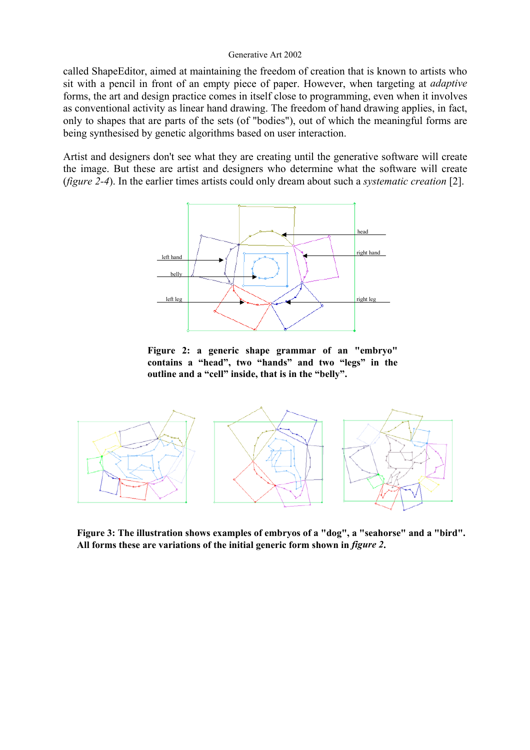called ShapeEditor, aimed at maintaining the freedom of creation that is known to artists who sit with a pencil in front of an empty piece of paper. However, when targeting at *adaptive* forms, the art and design practice comes in itself close to programming, even when it involves as conventional activity as linear hand drawing. The freedom of hand drawing applies, in fact, only to shapes that are parts of the sets (of "bodies"), out of which the meaningful forms are being synthesised by genetic algorithms based on user interaction.

Artist and designers don't see what they are creating until the generative software will create the image. But these are artist and designers who determine what the software will create (*figure 2-4*). In the earlier times artists could only dream about such a *systematic creation* [2].

**Figure 2: a generic shape grammar of an "embryo" contains a "head", two "hands" and two "legs" in the outline and a "cell" inside, that is in the "belly".**

**Figure 3: The illustration shows examples of embryos of a "dog", a "seahorse" and a "bird". All forms these are variations of the initial generic form shown in *figure 2*.**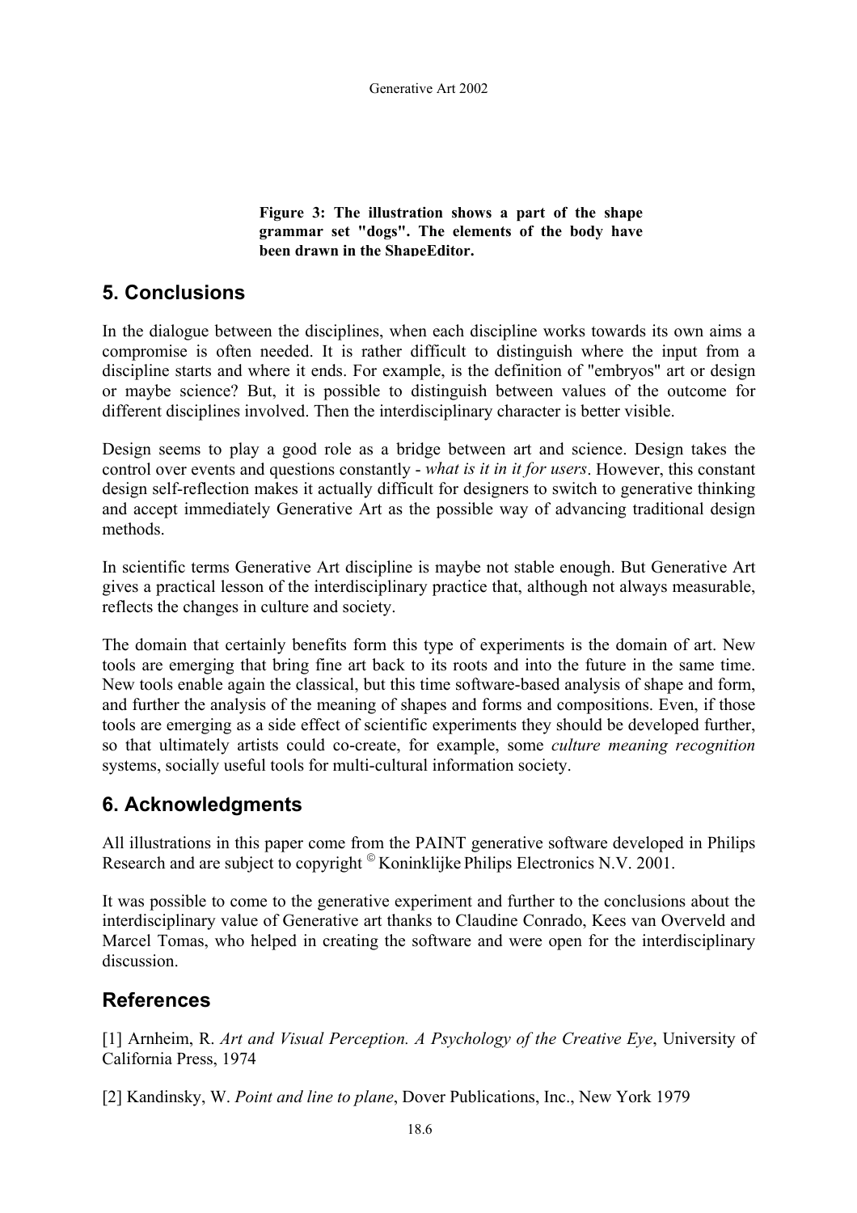**Figure 3: The illustration shows a part of the shape grammar set "dogs". The elements of the body have been drawn in the ShapeEditor.**

## 5. Conclusions

In the dialogue between the disciplines, when each discipline works towards its own aims a compromise is often needed. It is rather difficult to distinguish where the input from a discipline starts and where it ends. For example, is the definition of "embryos" art or design or maybe science? But, it is possible to distinguish between values of the outcome for different disciplines involved. Then the interdisciplinary character is better visible.

Design seems to play a good role as a bridge between art and science. Design takes the control over events and questions constantly - *what is it in it for users*. However, this constant design self-reflection makes it actually difficult for designers to switch to generative thinking and accept immediately Generative Art as the possible way of advancing traditional design methods.

In scientific terms Generative Art discipline is maybe not stable enough. But Generative Art gives a practical lesson of the interdisciplinary practice that, although not always measurable, reflects the changes in culture and society.

The domain that certainly benefits form this type of experiments is the domain of art. New tools are emerging that bring fine art back to its roots and into the future in the same time. New tools enable again the classical, but this time software-based analysis of shape and form, and further the analysis of the meaning of shapes and forms and compositions. Even, if those tools are emerging as a side effect of scientific experiments they should be developed further, so that ultimately artists could co-create, for example, some *culture meaning recognition* systems, socially useful tools for multi-cultural information society.

## 6. Acknowledgments

All illustrations in this paper come from the PAINT generative software developed in Philips Research and are subject to copyright © Koninklijke Philips Electronics N.V. 2001.

It was possible to come to the generative experiment and further to the conclusions about the interdisciplinary value of Generative art thanks to Claudine Conrado, Kees van Overveld and Marcel Tomas, who helped in creating the software and were open for the interdisciplinary discussion.

## References

[1] Arnheim, R. *Art and Visual Perception. A Psychology of the Creative Eye*, University of California Press, 1974

[2] Kandinsky, W. *Point and line to plane*, Dover Publications, Inc., New York 1979